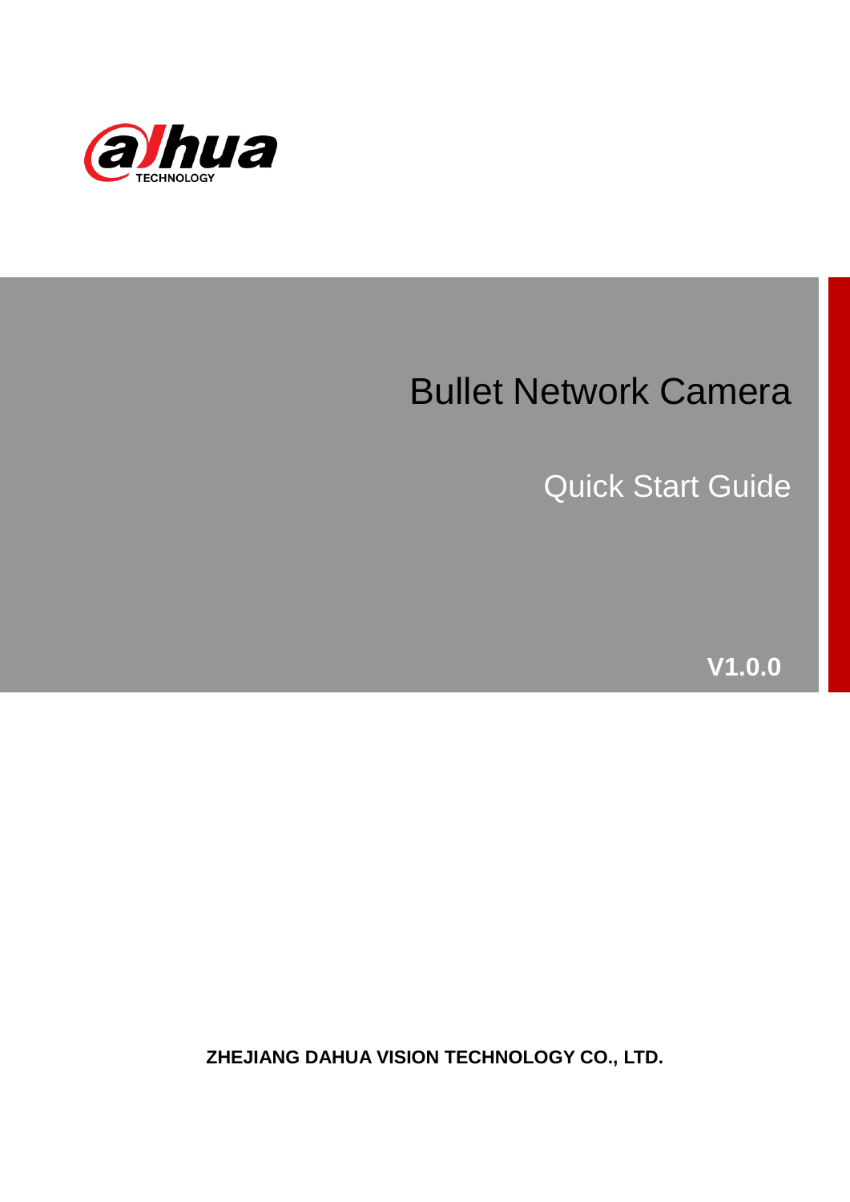alhua TECHNOLOGY

# Bullet Network Camera

## Quick Start Guide

**V1.0.0**

**ZHEJIANG DAHUA VISION TECHNOLOGY CO., LTD.**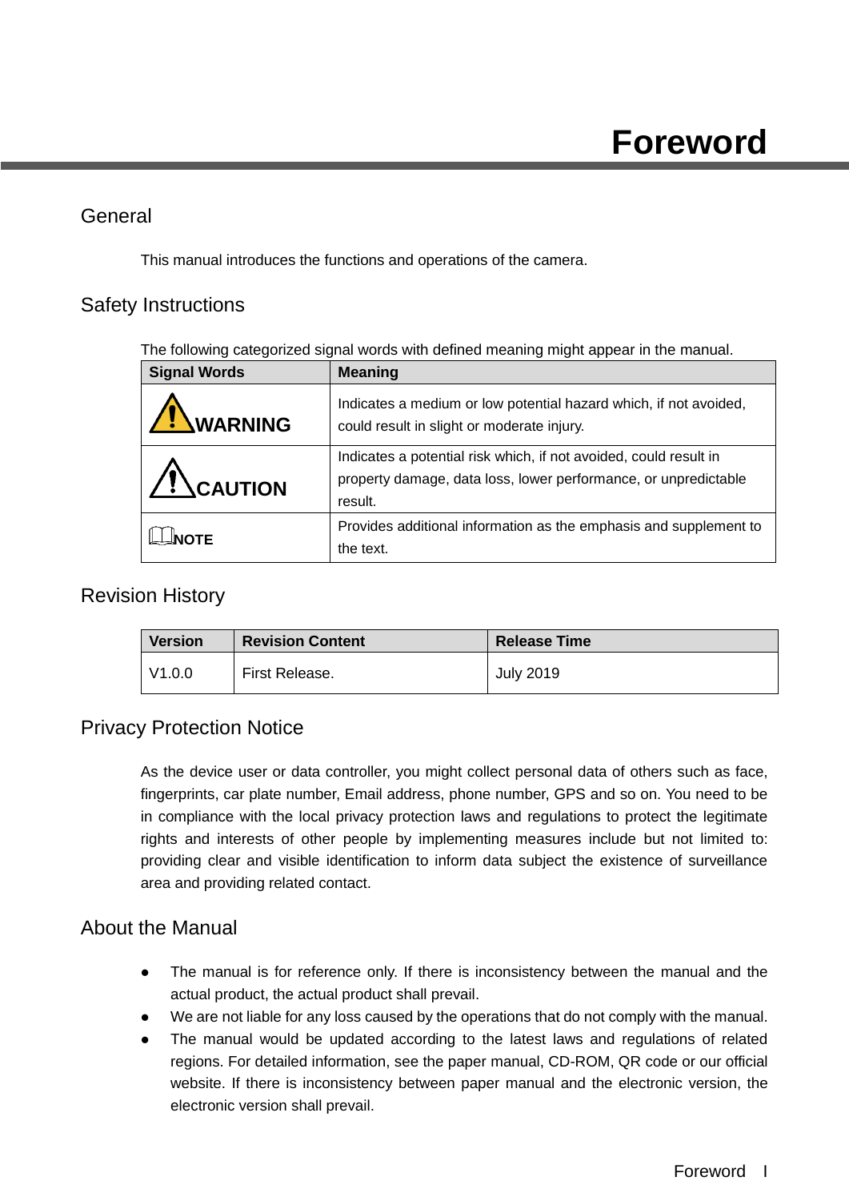# Foreword

## General

This manual introduces the functions and operations of the camera.

## Safety Instructions

The following categorized signal words with defined meaning might appear in the manual.

| Signal Words | Meaning |
|---|---|
| WARNING | Indicates a medium or low potential hazard which, if not avoided, could result in slight or moderate injury. |
| CAUTION | Indicates a potential risk which, if not avoided, could result in property damage, data loss, lower performance, or unpredictable result. |
| NOTE | Provides additional information as the emphasis and supplement to the text. |

## Revision History

| Version | Revision Content | Release Time |
|---|---|---|
| V1.0.0 | First Release. | July 2019 |

## Privacy Protection Notice

As the device user or data controller, you might collect personal data of others such as face, fingerprints, car plate number, Email address, phone number, GPS and so on. You need to be in compliance with the local privacy protection laws and regulations to protect the legitimate rights and interests of other people by implementing measures include but not limited to: providing clear and visible identification to inform data subject the existence of surveillance area and providing related contact.

## About the Manual

- The manual is for reference only. If there is inconsistency between the manual and the actual product, the actual product shall prevail.
- We are not liable for any loss caused by the operations that do not comply with the manual.
- The manual would be updated according to the latest laws and regulations of related regions. For detailed information, see the paper manual, CD-ROM, QR code or our official website. If there is inconsistency between paper manual and the electronic version, the electronic version shall prevail.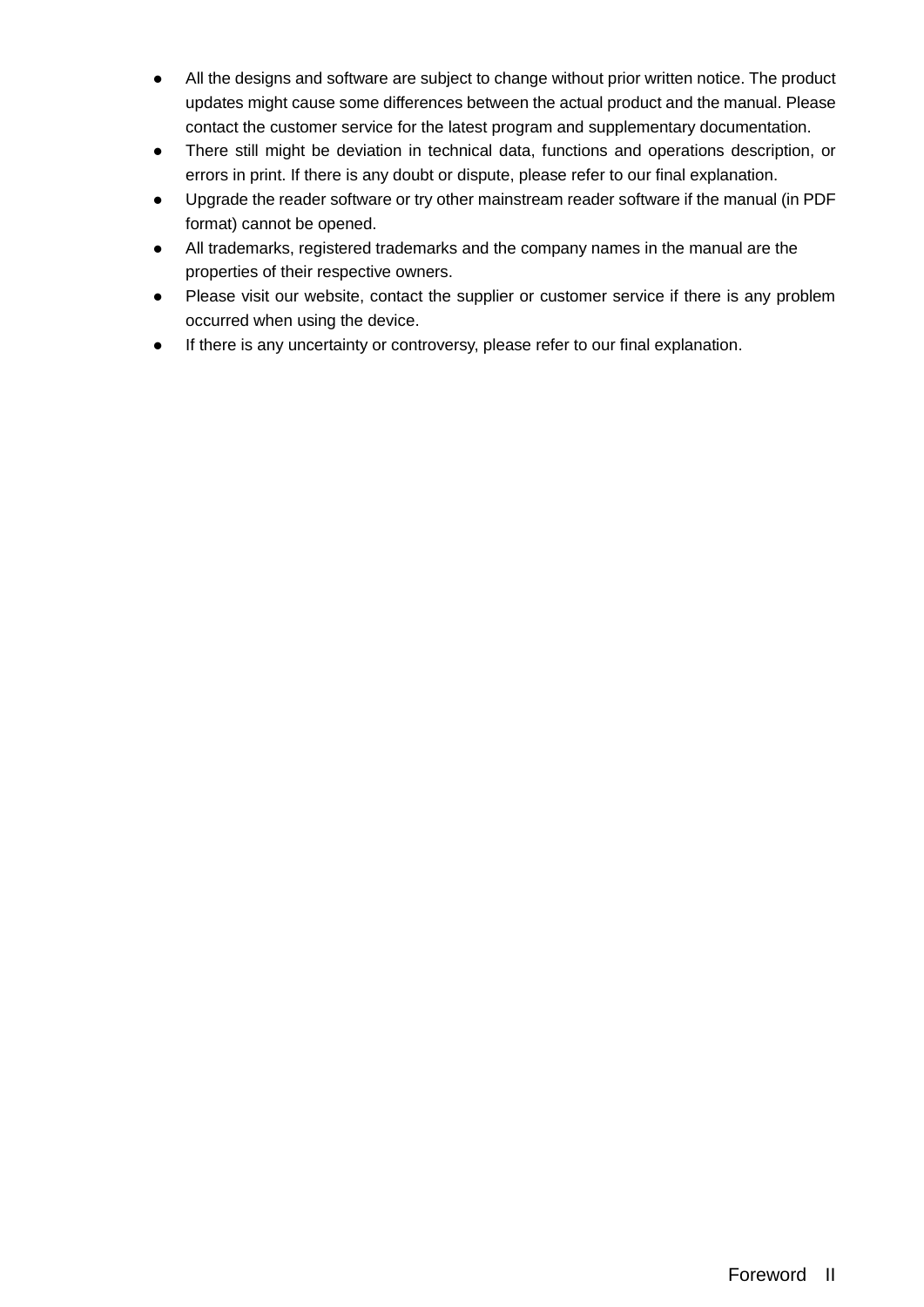- All the designs and software are subject to change without prior written notice. The product updates might cause some differences between the actual product and the manual. Please contact the customer service for the latest program and supplementary documentation.
- There still might be deviation in technical data, functions and operations description, or errors in print. If there is any doubt or dispute, please refer to our final explanation.
- Upgrade the reader software or try other mainstream reader software if the manual (in PDF format) cannot be opened.
- All trademarks, registered trademarks and the company names in the manual are the properties of their respective owners.
- Please visit our website, contact the supplier or customer service if there is any problem occurred when using the device.
- If there is any uncertainty or controversy, please refer to our final explanation.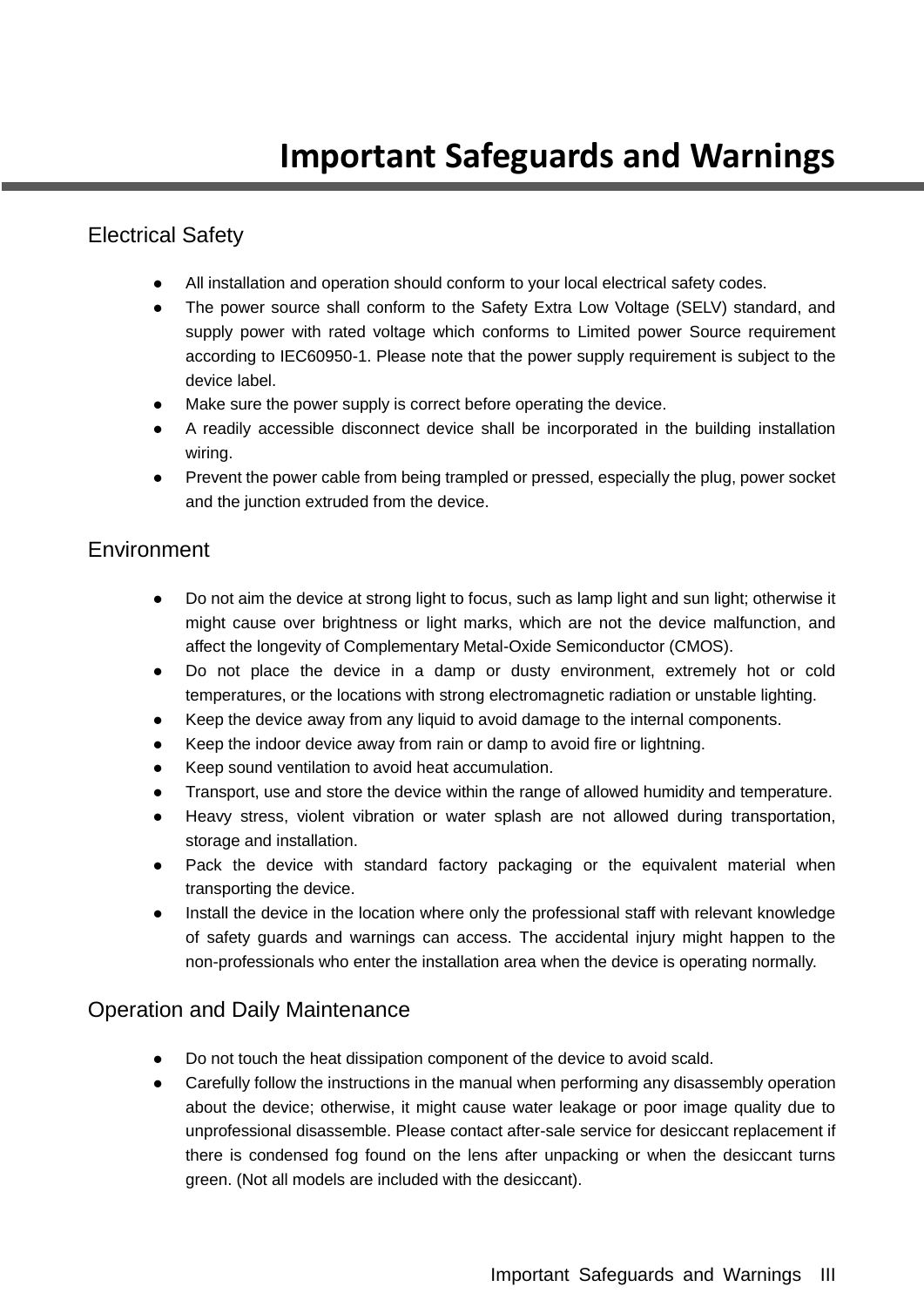# Important Safeguards and Warnings

## Electrical Safety

- All installation and operation should conform to your local electrical safety codes.
- The power source shall conform to the Safety Extra Low Voltage (SELV) standard, and supply power with rated voltage which conforms to Limited power Source requirement according to IEC60950-1. Please note that the power supply requirement is subject to the device label.
- Make sure the power supply is correct before operating the device.
- A readily accessible disconnect device shall be incorporated in the building installation wiring.
- Prevent the power cable from being trampled or pressed, especially the plug, power socket and the junction extruded from the device.

## Environment

- Do not aim the device at strong light to focus, such as lamp light and sun light; otherwise it might cause over brightness or light marks, which are not the device malfunction, and affect the longevity of Complementary Metal-Oxide Semiconductor (CMOS).
- Do not place the device in a damp or dusty environment, extremely hot or cold temperatures, or the locations with strong electromagnetic radiation or unstable lighting.
- Keep the device away from any liquid to avoid damage to the internal components.
- Keep the indoor device away from rain or damp to avoid fire or lightning.
- Keep sound ventilation to avoid heat accumulation.
- Transport, use and store the device within the range of allowed humidity and temperature.
- Heavy stress, violent vibration or water splash are not allowed during transportation, storage and installation.
- Pack the device with standard factory packaging or the equivalent material when transporting the device.
- Install the device in the location where only the professional staff with relevant knowledge of safety guards and warnings can access. The accidental injury might happen to the non-professionals who enter the installation area when the device is operating normally.

## Operation and Daily Maintenance

- Do not touch the heat dissipation component of the device to avoid scald.
- Carefully follow the instructions in the manual when performing any disassembly operation about the device; otherwise, it might cause water leakage or poor image quality due to unprofessional disassemble. Please contact after-sale service for desiccant replacement if there is condensed fog found on the lens after unpacking or when the desiccant turns green. (Not all models are included with the desiccant).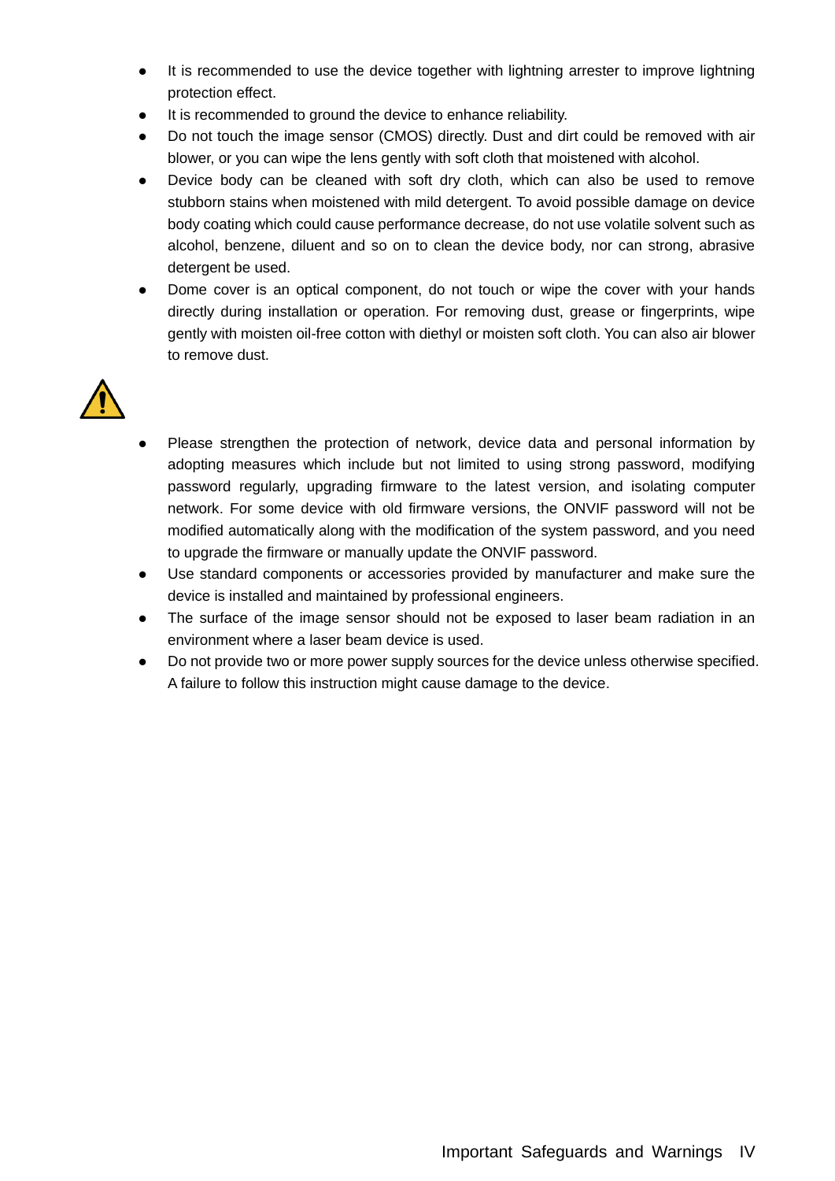- It is recommended to use the device together with lightning arrester to improve lightning protection effect.
- It is recommended to ground the device to enhance reliability.
- Do not touch the image sensor (CMOS) directly. Dust and dirt could be removed with air blower, or you can wipe the lens gently with soft cloth that moistened with alcohol.
- Device body can be cleaned with soft dry cloth, which can also be used to remove stubborn stains when moistened with mild detergent. To avoid possible damage on device body coating which could cause performance decrease, do not use volatile solvent such as alcohol, benzene, diluent and so on to clean the device body, nor can strong, abrasive detergent be used.
- Dome cover is an optical component, do not touch or wipe the cover with your hands directly during installation or operation. For removing dust, grease or fingerprints, wipe gently with moisten oil-free cotton with diethyl or moisten soft cloth. You can also air blower to remove dust.

- Please strengthen the protection of network, device data and personal information by adopting measures which include but not limited to using strong password, modifying password regularly, upgrading firmware to the latest version, and isolating computer network. For some device with old firmware versions, the ONVIF password will not be modified automatically along with the modification of the system password, and you need to upgrade the firmware or manually update the ONVIF password.
- Use standard components or accessories provided by manufacturer and make sure the device is installed and maintained by professional engineers.
- The surface of the image sensor should not be exposed to laser beam radiation in an environment where a laser beam device is used.
- Do not provide two or more power supply sources for the device unless otherwise specified. A failure to follow this instruction might cause damage to the device.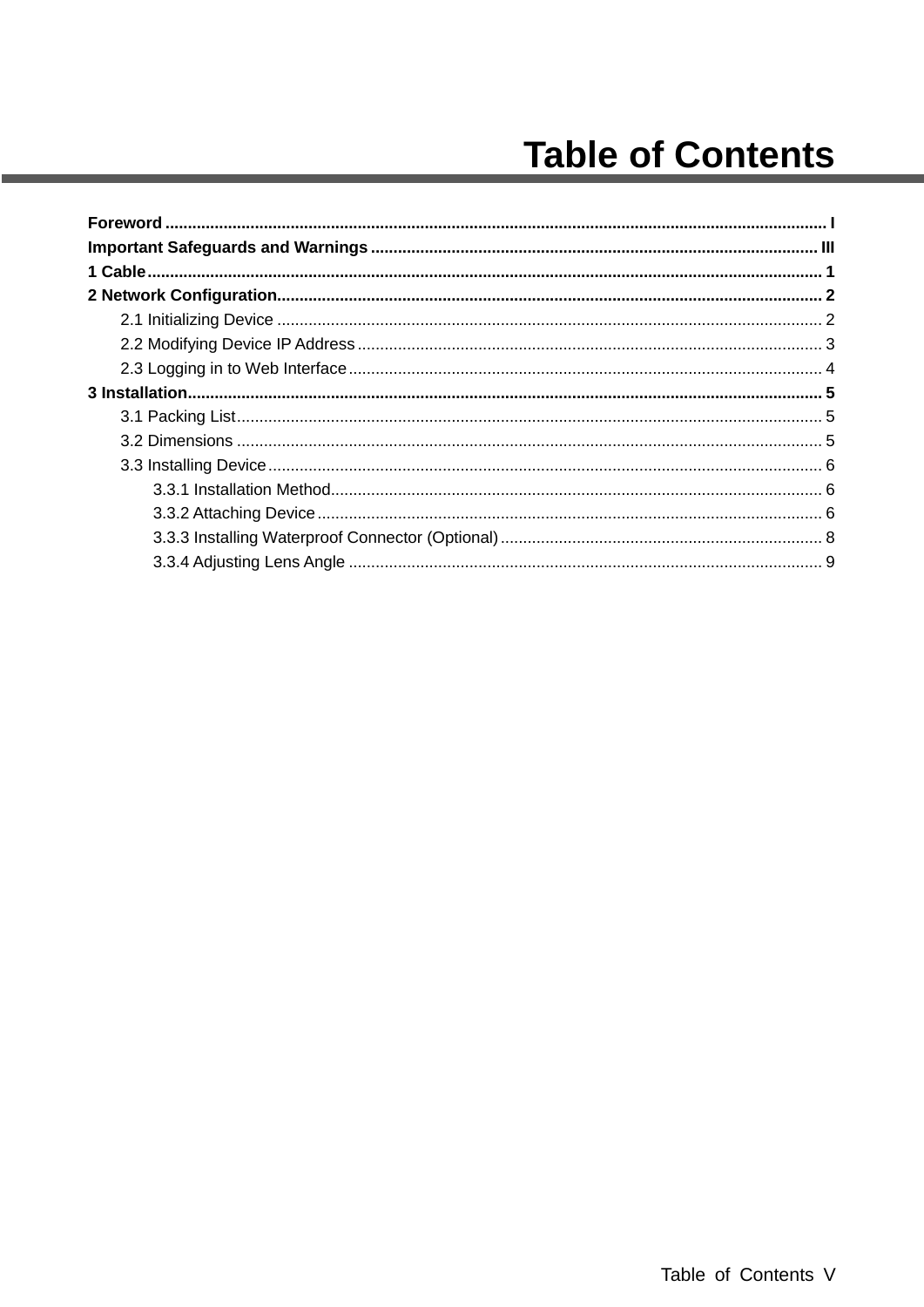# Table of Contents

**Foreword** ... I
**Important Safeguards and Warnings** ... III
**1 Cable** ... 1
**2 Network Configuration** ... 2
- 2.1 Initializing Device ... 2
- 2.2 Modifying Device IP Address ... 3
- 2.3 Logging in to Web Interface ... 4

**3 Installation** ... 5
- 3.1 Packing List ... 5
- 3.2 Dimensions ... 5
- 3.3 Installing Device ... 6
  - 3.3.1 Installation Method ... 6
  - 3.3.2 Attaching Device ... 6
  - 3.3.3 Installing Waterproof Connector (Optional) ... 8
  - 3.3.4 Adjusting Lens Angle ... 9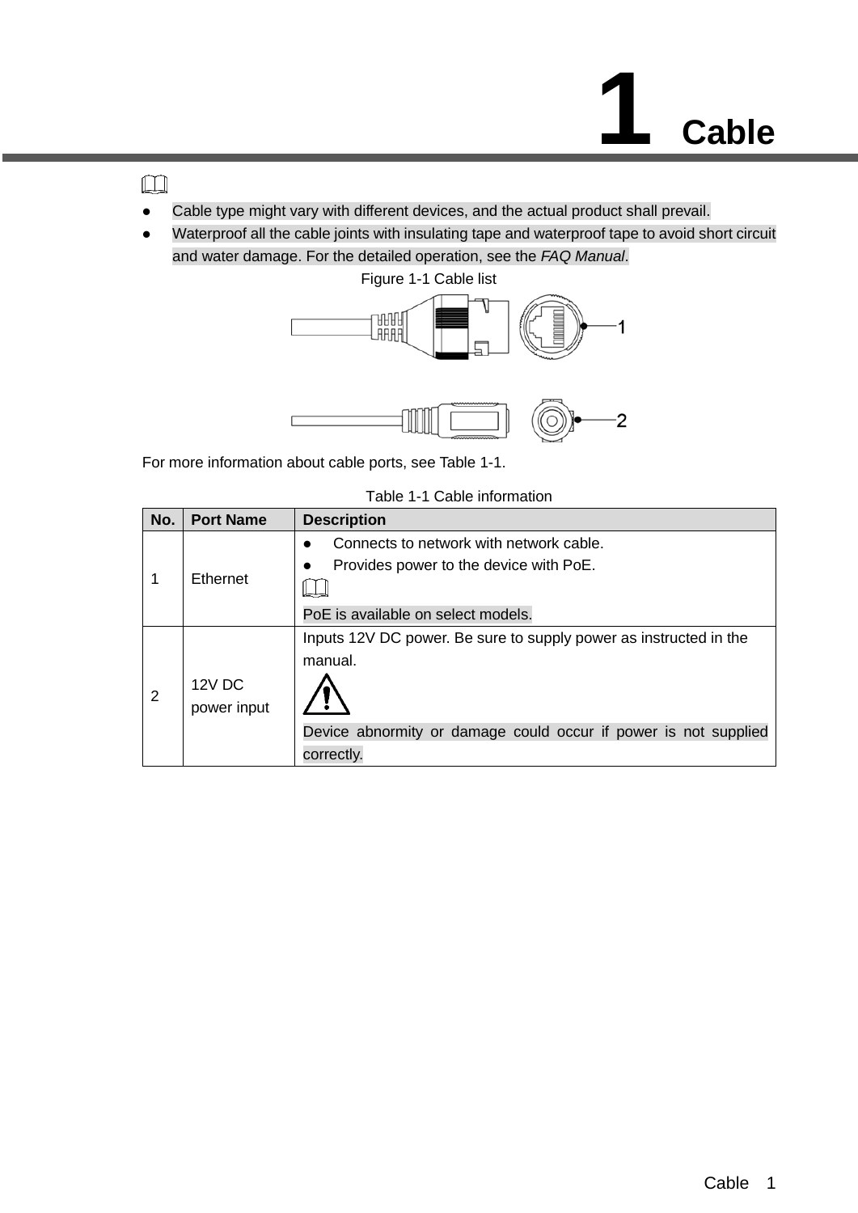# 1 Cable

- Cable type might vary with different devices, and the actual product shall prevail.
- Waterproof all the cable joints with insulating tape and waterproof tape to avoid short circuit and water damage. For the detailed operation, see the *FAQ Manual*.

Figure 1-1 Cable list

For more information about cable ports, see Table 1-1.

Table 1-1 Cable information

| No. | Port Name | Description |
|---|---|---|
| 1 | Ethernet | • Connects to network with network cable.<br>• Provides power to the device with PoE.<br>PoE is available on select models. |
| 2 | 12V DC power input | Inputs 12V DC power. Be sure to supply power as instructed in the manual.<br>Device abnormity or damage could occur if power is not supplied correctly. |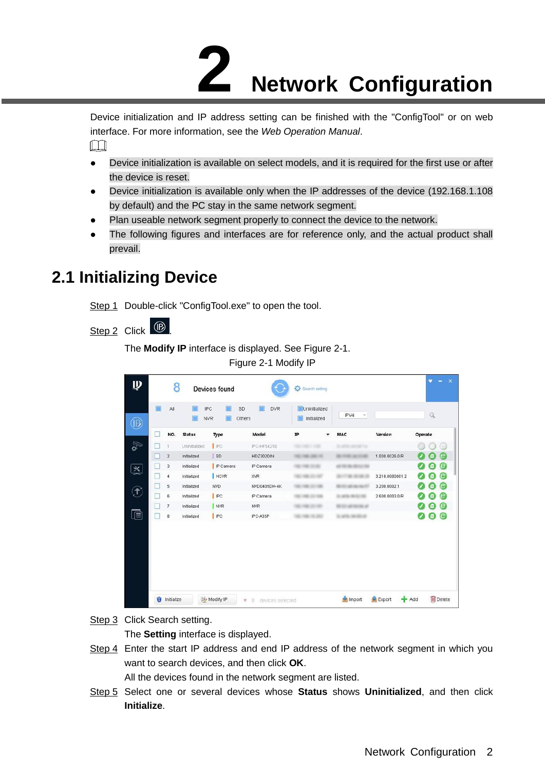# 2 Network Configuration

Device initialization and IP address setting can be finished with the "ConfigTool" or on web interface. For more information, see the *Web Operation Manual*.

- Device initialization is available on select models, and it is required for the first use or after the device is reset.
- Device initialization is available only when the IP addresses of the device (192.168.1.108 by default) and the PC stay in the same network segment.
- Plan useable network segment properly to connect the device to the network.
- The following figures and interfaces are for reference only, and the actual product shall prevail.

## 2.1 Initializing Device

Step 1 Double-click "ConfigTool.exe" to open the tool.

Step 2 Click .

The **Modify IP** interface is displayed. See Figure 2-1.

Figure 2-1 Modify IP

Step 3 Click Search setting.

The **Setting** interface is displayed.

Step 4 Enter the start IP address and end IP address of the network segment in which you want to search devices, and then click **OK**.

All the devices found in the network segment are listed.

Step 5 Select one or several devices whose **Status** shows **Uninitialized**, and then click **Initialize**.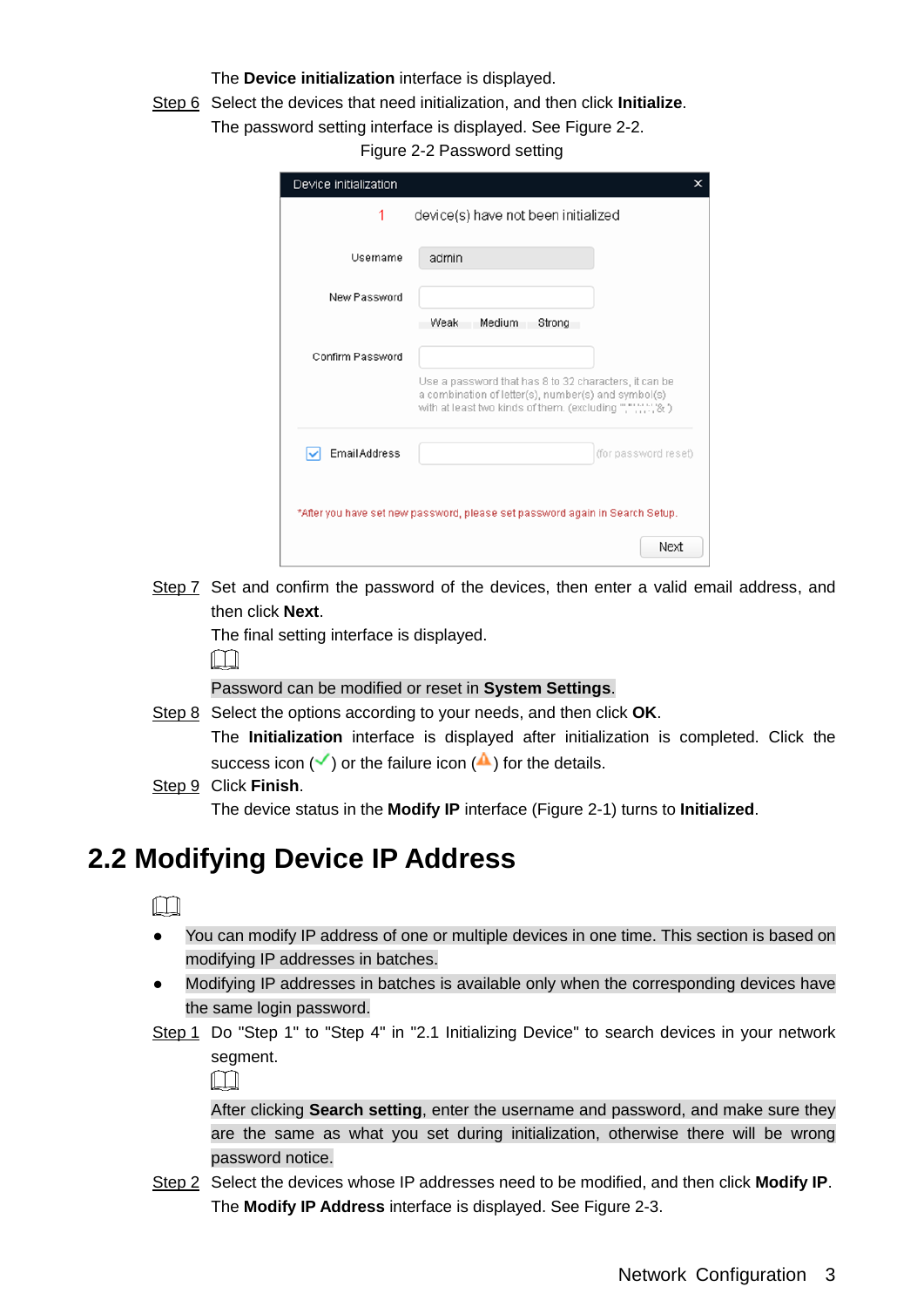The **Device initialization** interface is displayed.

Step 6 Select the devices that need initialization, and then click **Initialize**.

The password setting interface is displayed. See Figure 2-2.

Figure 2-2 Password setting

Step 7 Set and confirm the password of the devices, then enter a valid email address, and then click **Next**.

The final setting interface is displayed.

Password can be modified or reset in **System Settings**.

Step 8 Select the options according to your needs, and then click **OK**.

The **Initialization** interface is displayed after initialization is completed. Click the success icon (✓) or the failure icon (⚠) for the details.

Step 9 Click **Finish**.

The device status in the **Modify IP** interface (Figure 2-1) turns to **Initialized**.

## 2.2 Modifying Device IP Address

- You can modify IP address of one or multiple devices in one time. This section is based on modifying IP addresses in batches.
- Modifying IP addresses in batches is available only when the corresponding devices have the same login password.

Step 1 Do "Step 1" to "Step 4" in "2.1 Initializing Device" to search devices in your network segment.

After clicking **Search setting**, enter the username and password, and make sure they are the same as what you set during initialization, otherwise there will be wrong password notice.

Step 2 Select the devices whose IP addresses need to be modified, and then click **Modify IP**.

The **Modify IP Address** interface is displayed. See Figure 2-3.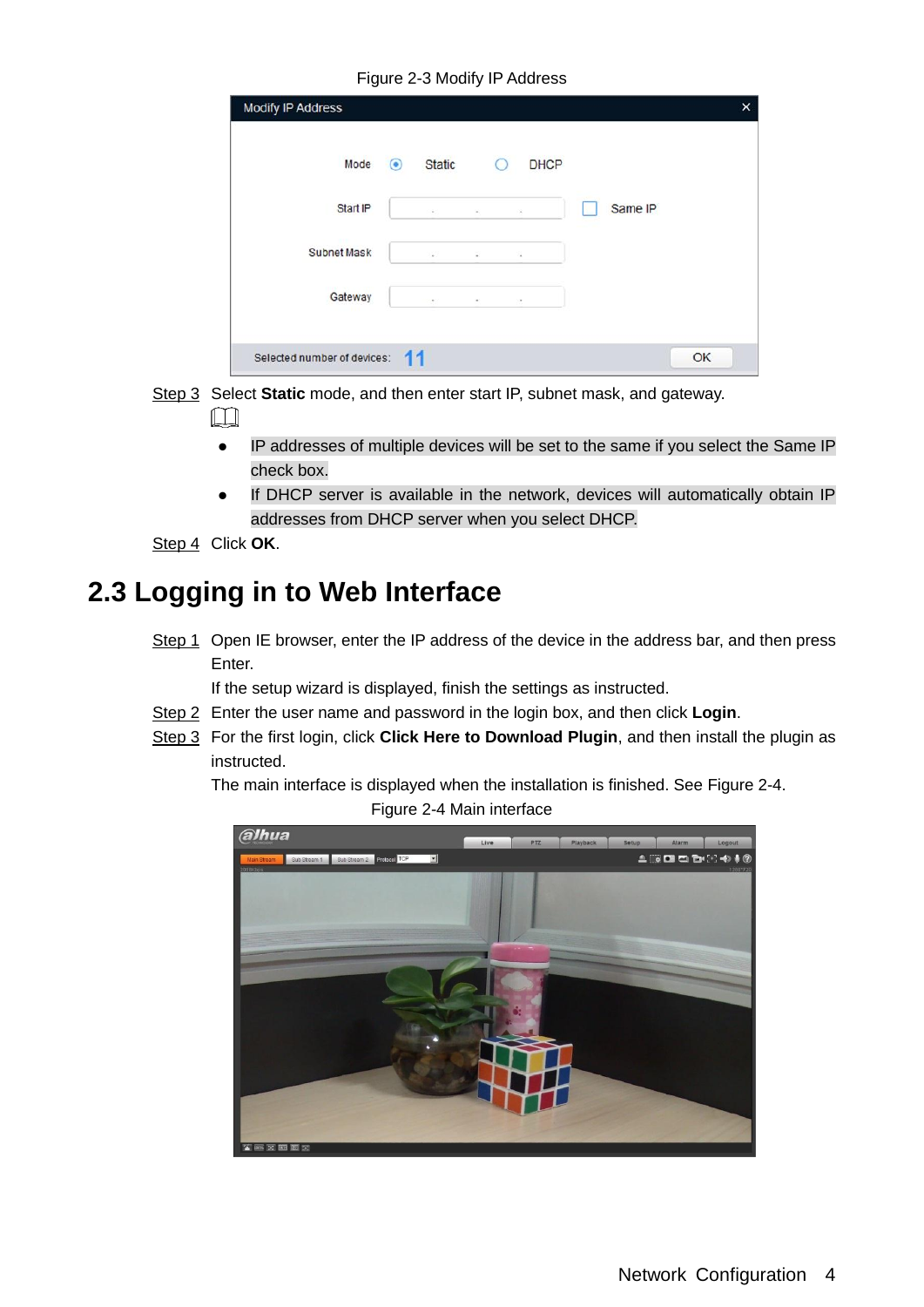Figure 2-3 Modify IP Address

Step 3 Select **Static** mode, and then enter start IP, subnet mask, and gateway.

- IP addresses of multiple devices will be set to the same if you select the Same IP check box.
- If DHCP server is available in the network, devices will automatically obtain IP addresses from DHCP server when you select DHCP.

Step 4 Click **OK**.

## 2.3 Logging in to Web Interface

Step 1 Open IE browser, enter the IP address of the device in the address bar, and then press Enter.

If the setup wizard is displayed, finish the settings as instructed.

Step 2 Enter the user name and password in the login box, and then click **Login**.

Step 3 For the first login, click **Click Here to Download Plugin**, and then install the plugin as instructed.

The main interface is displayed when the installation is finished. See Figure 2-4.

Figure 2-4 Main interface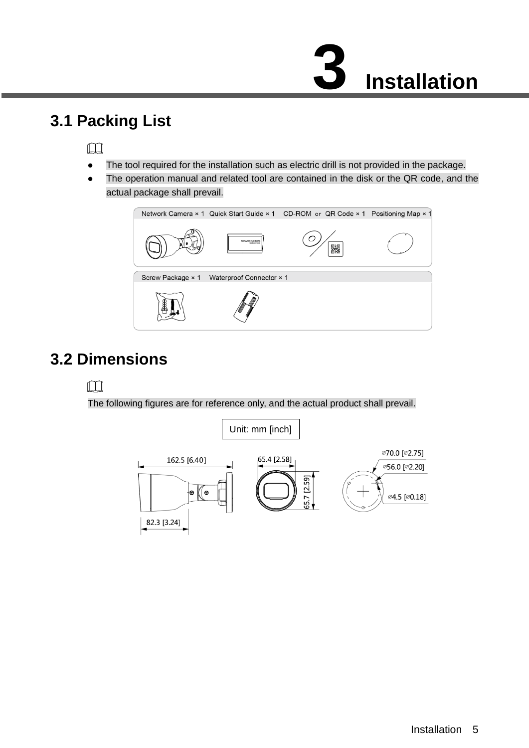# 3 Installation

## 3.1 Packing List

- The tool required for the installation such as electric drill is not provided in the package.
- The operation manual and related tool are contained in the disk or the QR code, and the actual package shall prevail.

## 3.2 Dimensions

The following figures are for reference only, and the actual product shall prevail.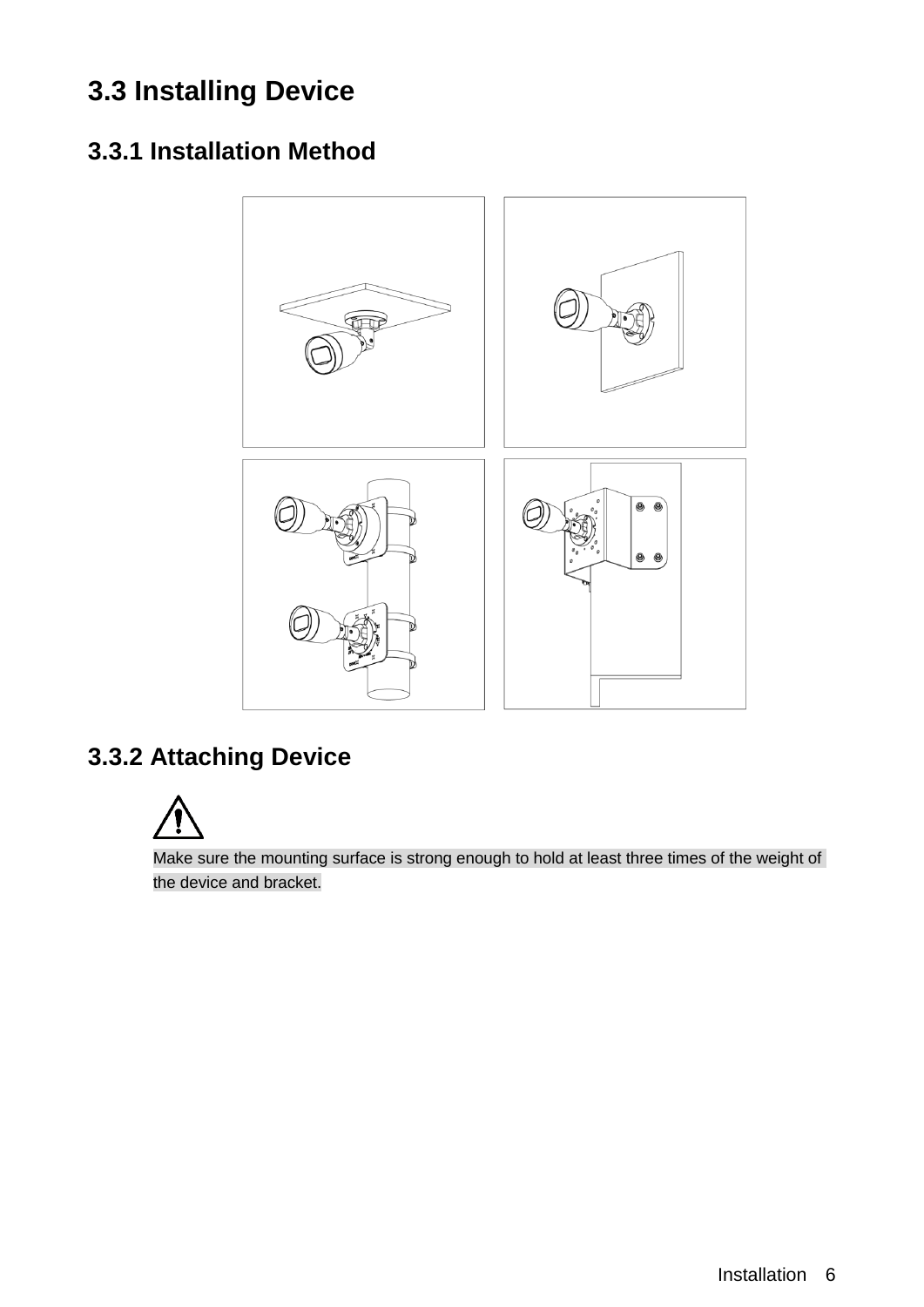## 3.3 Installing Device

### 3.3.1 Installation Method

### 3.3.2 Attaching Device

Make sure the mounting surface is strong enough to hold at least three times of the weight of the device and bracket.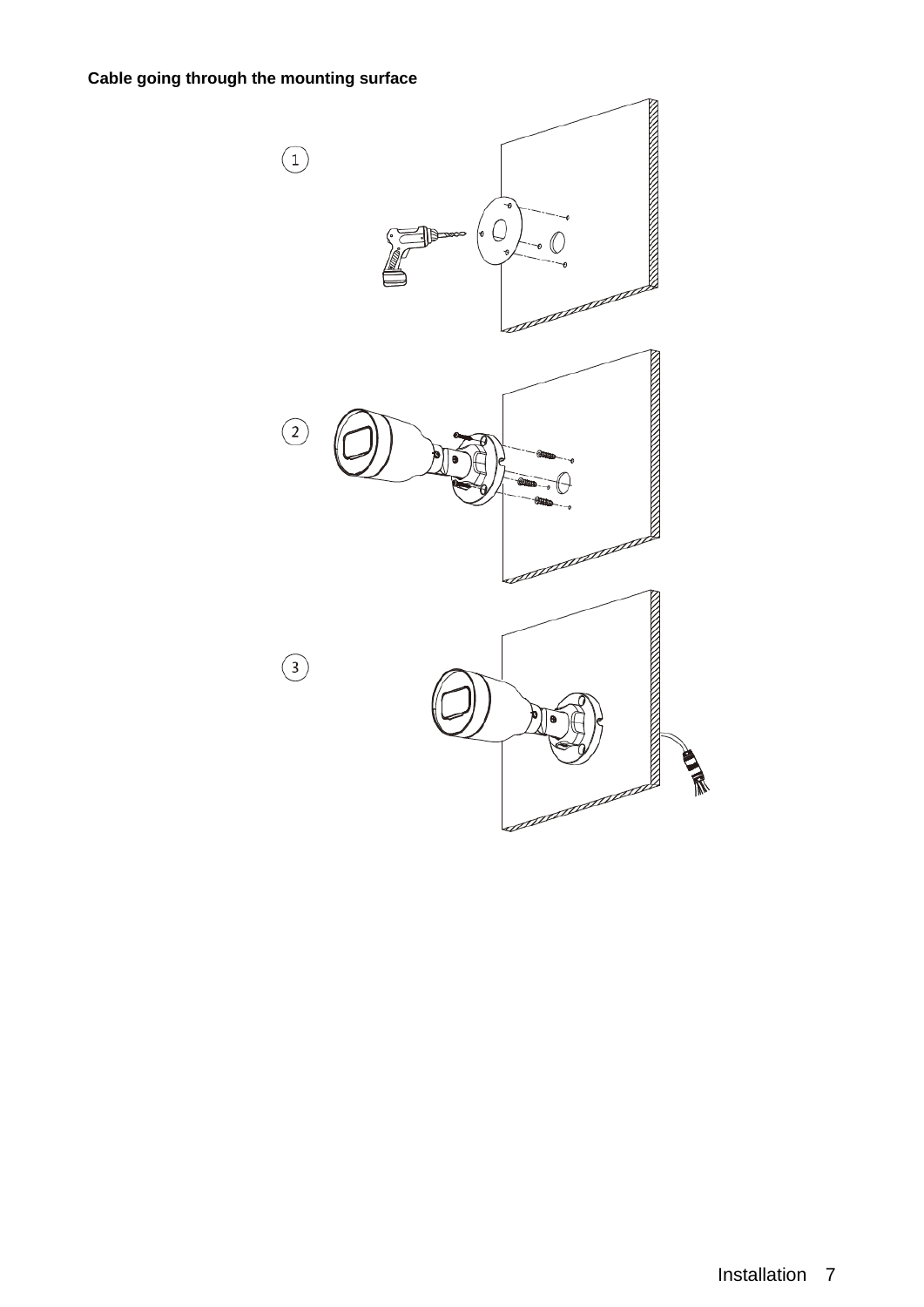**Cable going through the mounting surface**

1

2

3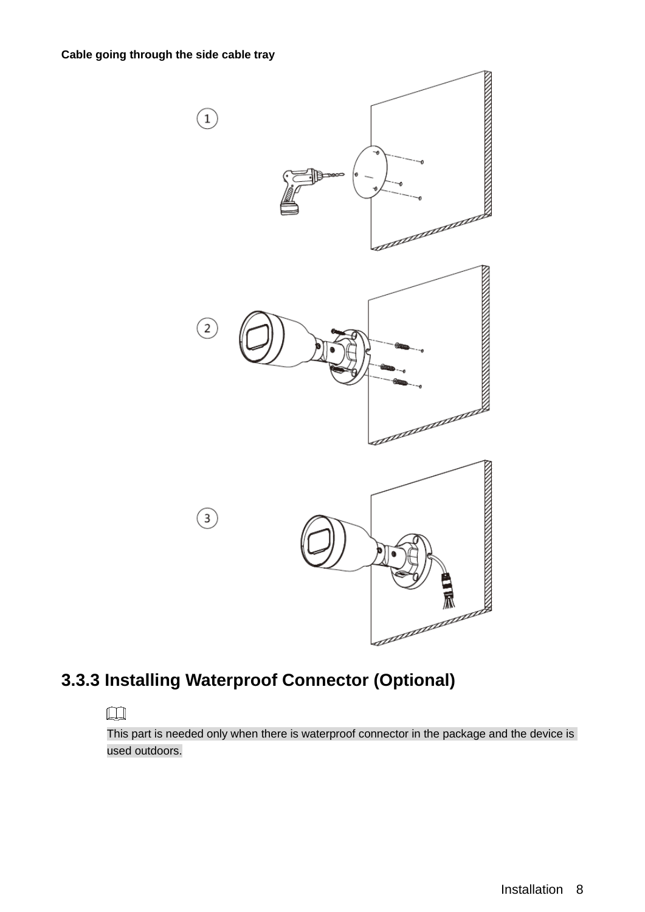**Cable going through the side cable tray**

### 3.3.3 Installing Waterproof Connector (Optional)

This part is needed only when there is waterproof connector in the package and the device is used outdoors.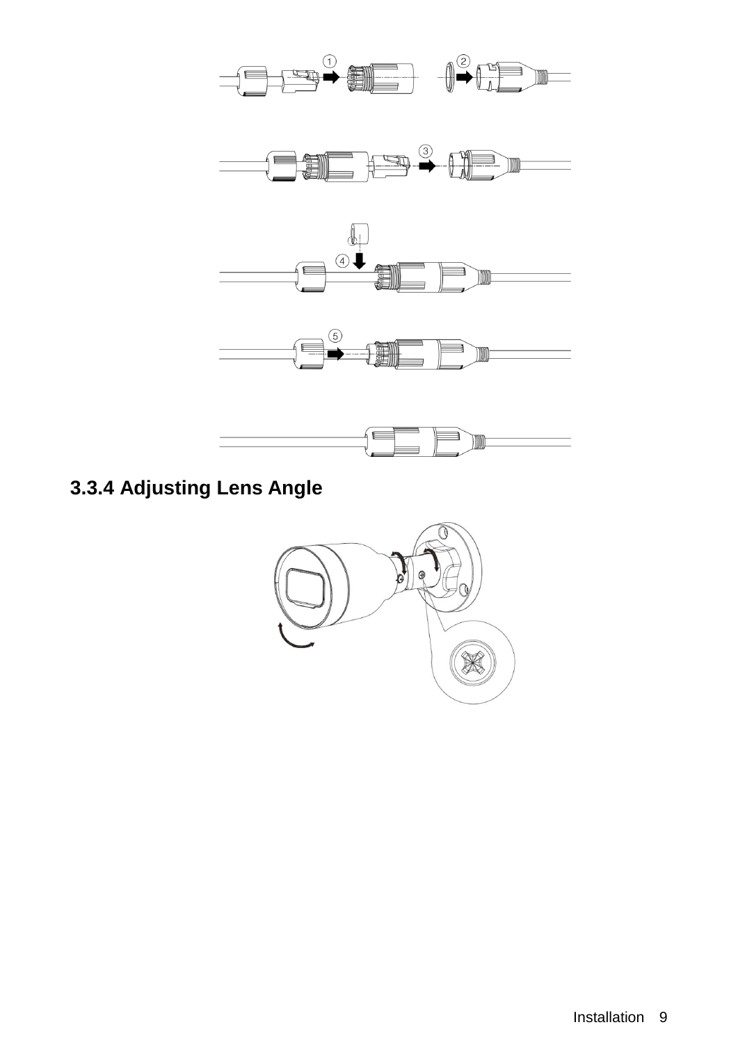### 3.3.4 Adjusting Lens Angle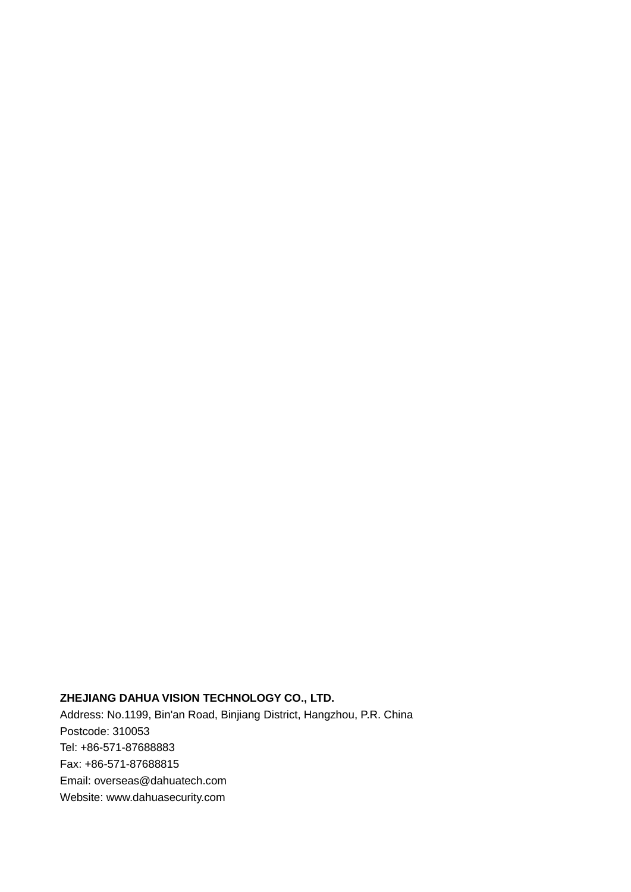**ZHEJIANG DAHUA VISION TECHNOLOGY CO., LTD.**

Address: No.1199, Bin'an Road, Binjiang District, Hangzhou, P.R. China

Postcode: 310053

Tel: +86-571-87688883

Fax: +86-571-87688815

Email: overseas@dahuatech.com

Website: www.dahuasecurity.com